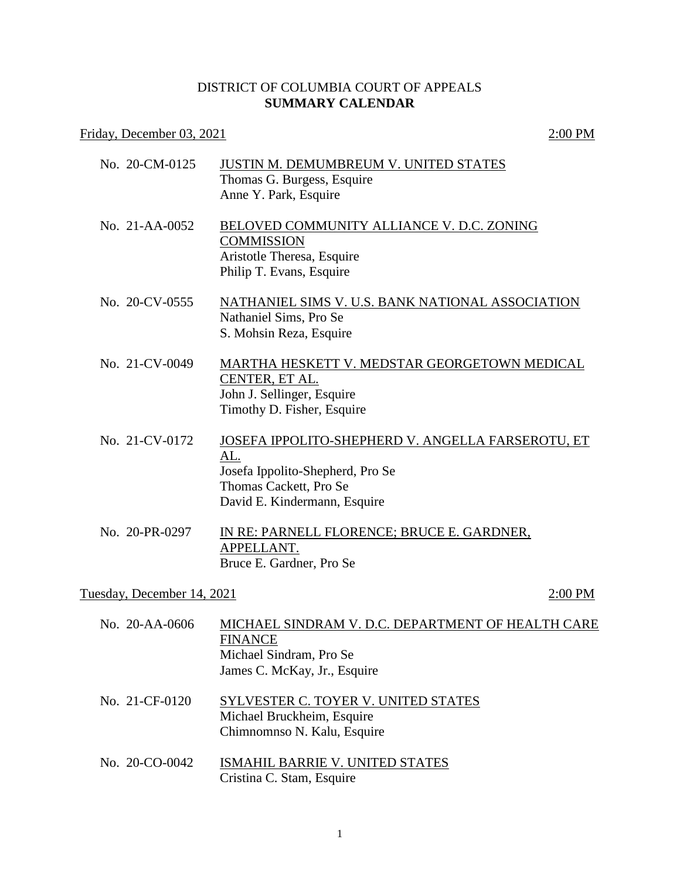# DISTRICT OF COLUMBIA COURT OF APPEALS
## SUMMARY CALENDAR

Friday, December 03, 2021 — 2:00 PM

No. 20-CM-0125 — JUSTIN M. DEMUMBREUM V. UNITED STATES
Thomas G. Burgess, Esquire
Anne Y. Park, Esquire

No. 21-AA-0052 — BELOVED COMMUNITY ALLIANCE V. D.C. ZONING COMMISSION
Aristotle Theresa, Esquire
Philip T. Evans, Esquire

No. 20-CV-0555 — NATHANIEL SIMS V. U.S. BANK NATIONAL ASSOCIATION
Nathaniel Sims, Pro Se
S. Mohsin Reza, Esquire

No. 21-CV-0049 — MARTHA HESKETT V. MEDSTAR GEORGETOWN MEDICAL CENTER, ET AL.
John J. Sellinger, Esquire
Timothy D. Fisher, Esquire

No. 21-CV-0172 — JOSEFA IPPOLITO-SHEPHERD V. ANGELLA FARSEROTU, ET AL.
Josefa Ippolito-Shepherd, Pro Se
Thomas Cackett, Pro Se
David E. Kindermann, Esquire

No. 20-PR-0297 — IN RE: PARNELL FLORENCE; BRUCE E. GARDNER, APPELLANT.
Bruce E. Gardner, Pro Se

Tuesday, December 14, 2021 — 2:00 PM

No. 20-AA-0606 — MICHAEL SINDRAM V. D.C. DEPARTMENT OF HEALTH CARE FINANCE
Michael Sindram, Pro Se
James C. McKay, Jr., Esquire

No. 21-CF-0120 — SYLVESTER C. TOYER V. UNITED STATES
Michael Bruckheim, Esquire
Chimnomnso N. Kalu, Esquire

No. 20-CO-0042 — ISMAHIL BARRIE V. UNITED STATES
Cristina C. Stam, Esquire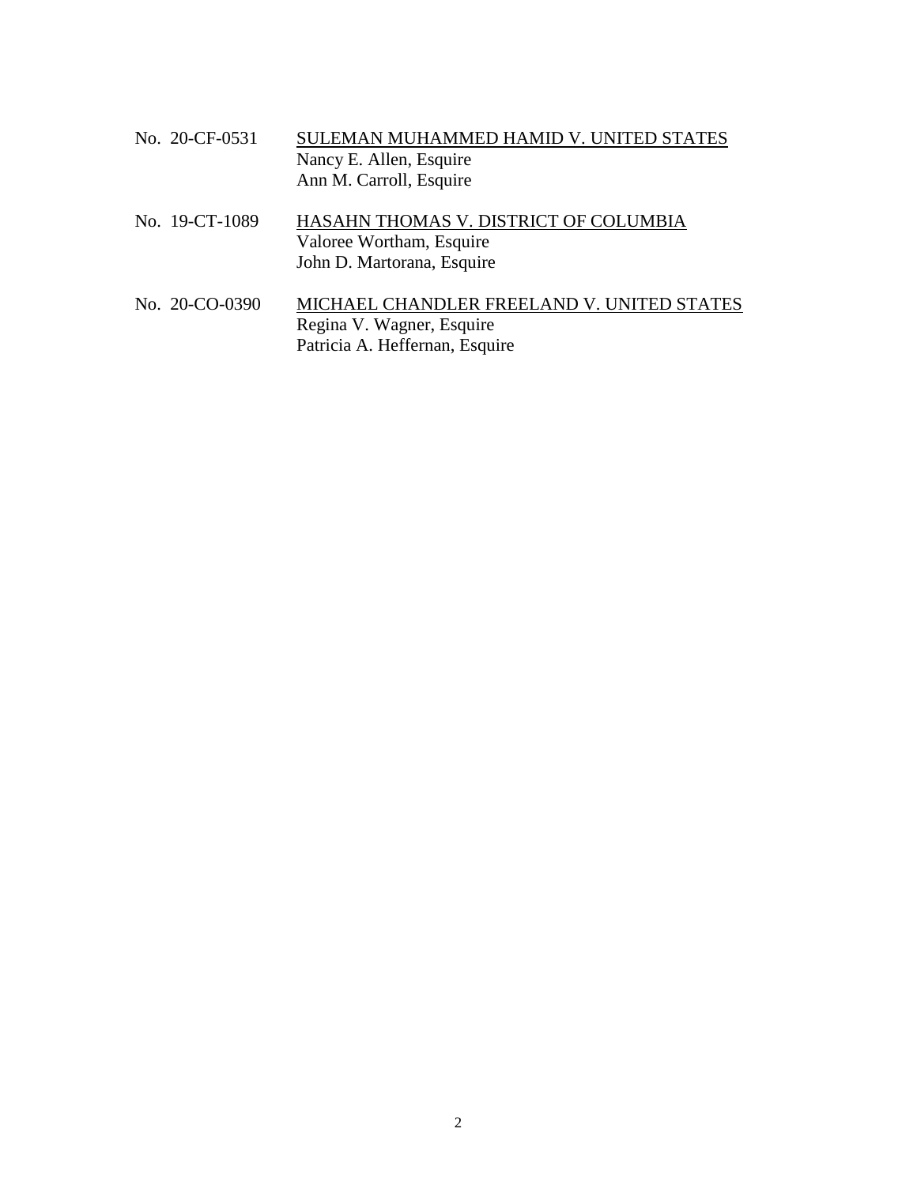No. 20-CF-0531 <u>SULEMAN MUHAMMED HAMID V. UNITED STATES</u>
Nancy E. Allen, Esquire
Ann M. Carroll, Esquire

No. 19-CT-1089 <u>HASAHN THOMAS V. DISTRICT OF COLUMBIA</u>
Valoree Wortham, Esquire
John D. Martorana, Esquire

No. 20-CO-0390 <u>MICHAEL CHANDLER FREELAND V. UNITED STATES</u>
Regina V. Wagner, Esquire
Patricia A. Heffernan, Esquire